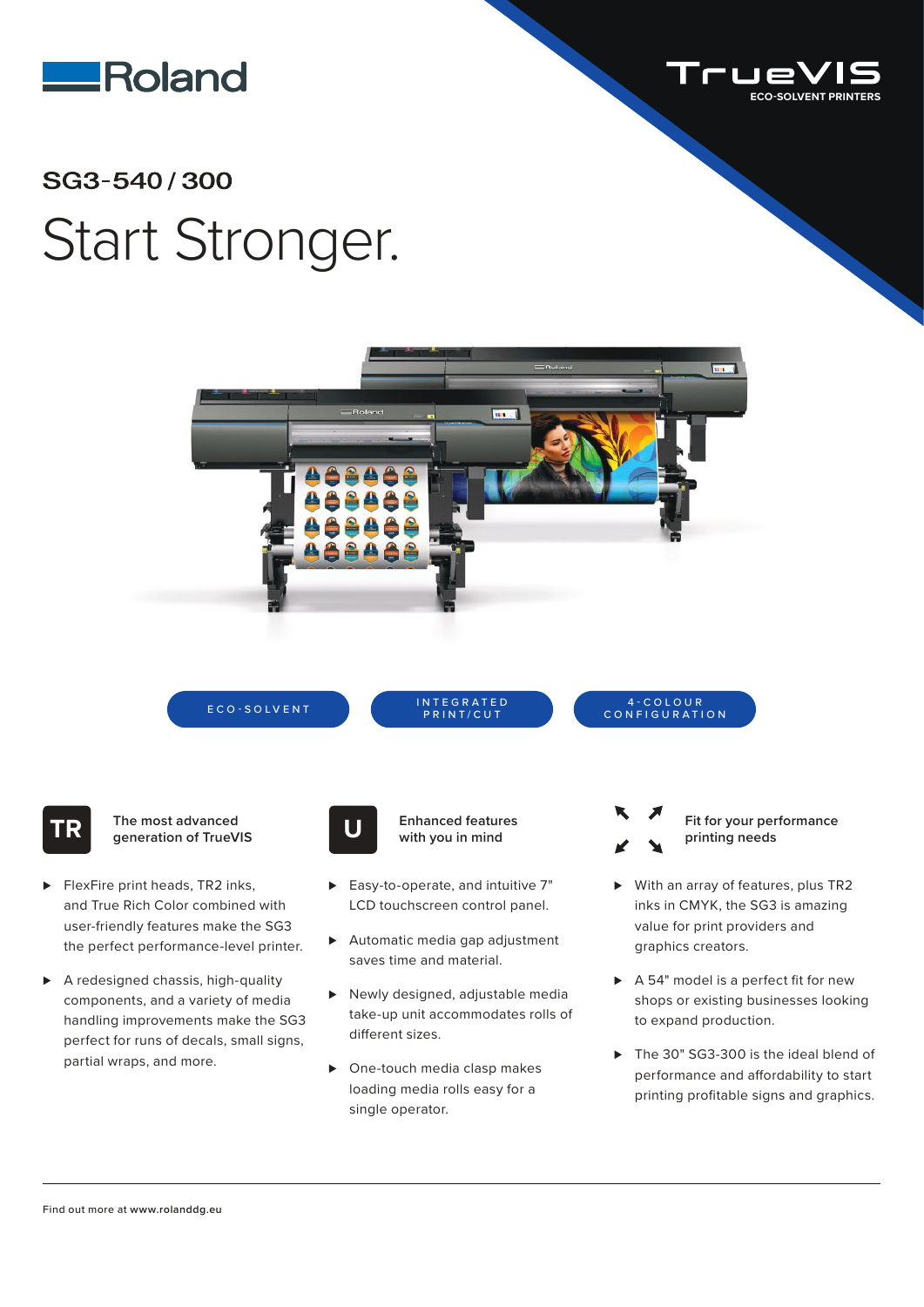Roland

TrueVIS
ECO-SOLVENT PRINTERS

## SG3-540 / 300

# Start Stronger.

ECO-SOLVENT | INTEGRATED PRINT/CUT | 4-COLOUR CONFIGURATION

### The most advanced generation of TrueVIS

- FlexFire print heads, TR2 inks, and True Rich Color combined with user-friendly features make the SG3 the perfect performance-level printer.
- A redesigned chassis, high-quality components, and a variety of media handling improvements make the SG3 perfect for runs of decals, small signs, partial wraps, and more.

### Enhanced features with you in mind

- Easy-to-operate, and intuitive 7" LCD touchscreen control panel.
- Automatic media gap adjustment saves time and material.
- Newly designed, adjustable media take-up unit accommodates rolls of different sizes.
- One-touch media clasp makes loading media rolls easy for a single operator.

### Fit for your performance printing needs

- With an array of features, plus TR2 inks in CMYK, the SG3 is amazing value for print providers and graphics creators.
- A 54" model is a perfect fit for new shops or existing businesses looking to expand production.
- The 30" SG3-300 is the ideal blend of performance and affordability to start printing profitable signs and graphics.

Find out more at www.rolanddg.eu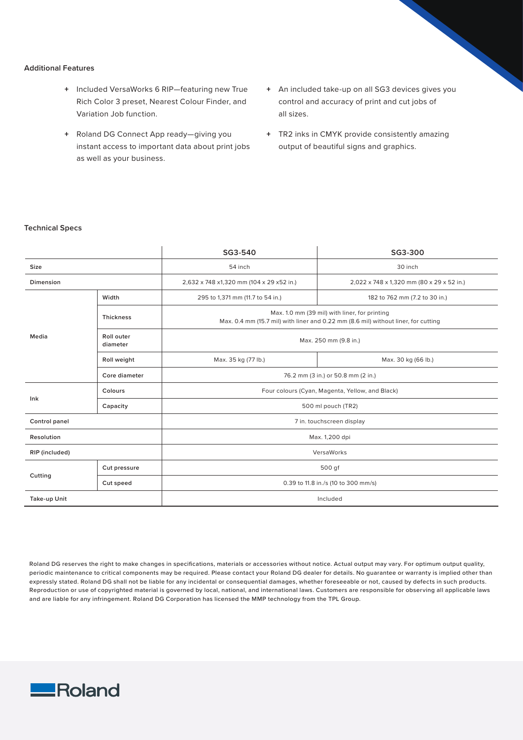### Additional Features

- Included VersaWorks 6 RIP—featuring new True Rich Color 3 preset, Nearest Colour Finder, and Variation Job function.
- Roland DG Connect App ready—giving you instant access to important data about print jobs as well as your business.
- An included take-up on all SG3 devices gives you control and accuracy of print and cut jobs of all sizes.
- TR2 inks in CMYK provide consistently amazing output of beautiful signs and graphics.

### Technical Specs

| | | SG3-540 | SG3-300 |
|---|---|---|---|
| Size | | 54 inch | 30 inch |
| Dimension | | 2,632 x 748 x1,320 mm (104 x 29 x52 in.) | 2,022 x 748 x 1,320 mm (80 x 29 x 52 in.) |
| Media | Width | 295 to 1,371 mm (11.7 to 54 in.) | 182 to 762 mm (7.2 to 30 in.) |
| | Thickness | Max. 1.0 mm (39 mil) with liner, for printing<br>Max. 0.4 mm (15.7 mil) with liner and 0.22 mm (8.6 mil) without liner, for cutting | |
| | Roll outer diameter | Max. 250 mm (9.8 in.) | |
| | Roll weight | Max. 35 kg (77 lb.) | Max. 30 kg (66 lb.) |
| | Core diameter | 76.2 mm (3 in.) or 50.8 mm (2 in.) | |
| Ink | Colours | Four colours (Cyan, Magenta, Yellow, and Black) | |
| | Capacity | 500 ml pouch (TR2) | |
| Control panel | | 7 in. touchscreen display | |
| Resolution | | Max. 1,200 dpi | |
| RIP (included) | | VersaWorks | |
| Cutting | Cut pressure | 500 gf | |
| | Cut speed | 0.39 to 11.8 in./s (10 to 300 mm/s) | |
| Take-up Unit | | Included | |

Roland DG reserves the right to make changes in specifications, materials or accessories without notice. Actual output may vary. For optimum output quality, periodic maintenance to critical components may be required. Please contact your Roland DG dealer for details. No guarantee or warranty is implied other than expressly stated. Roland DG shall not be liable for any incidental or consequential damages, whether foreseeable or not, caused by defects in such products. Reproduction or use of copyrighted material is governed by local, national, and international laws. Customers are responsible for observing all applicable laws and are liable for any infringement. Roland DG Corporation has licensed the MMP technology from the TPL Group.

Roland